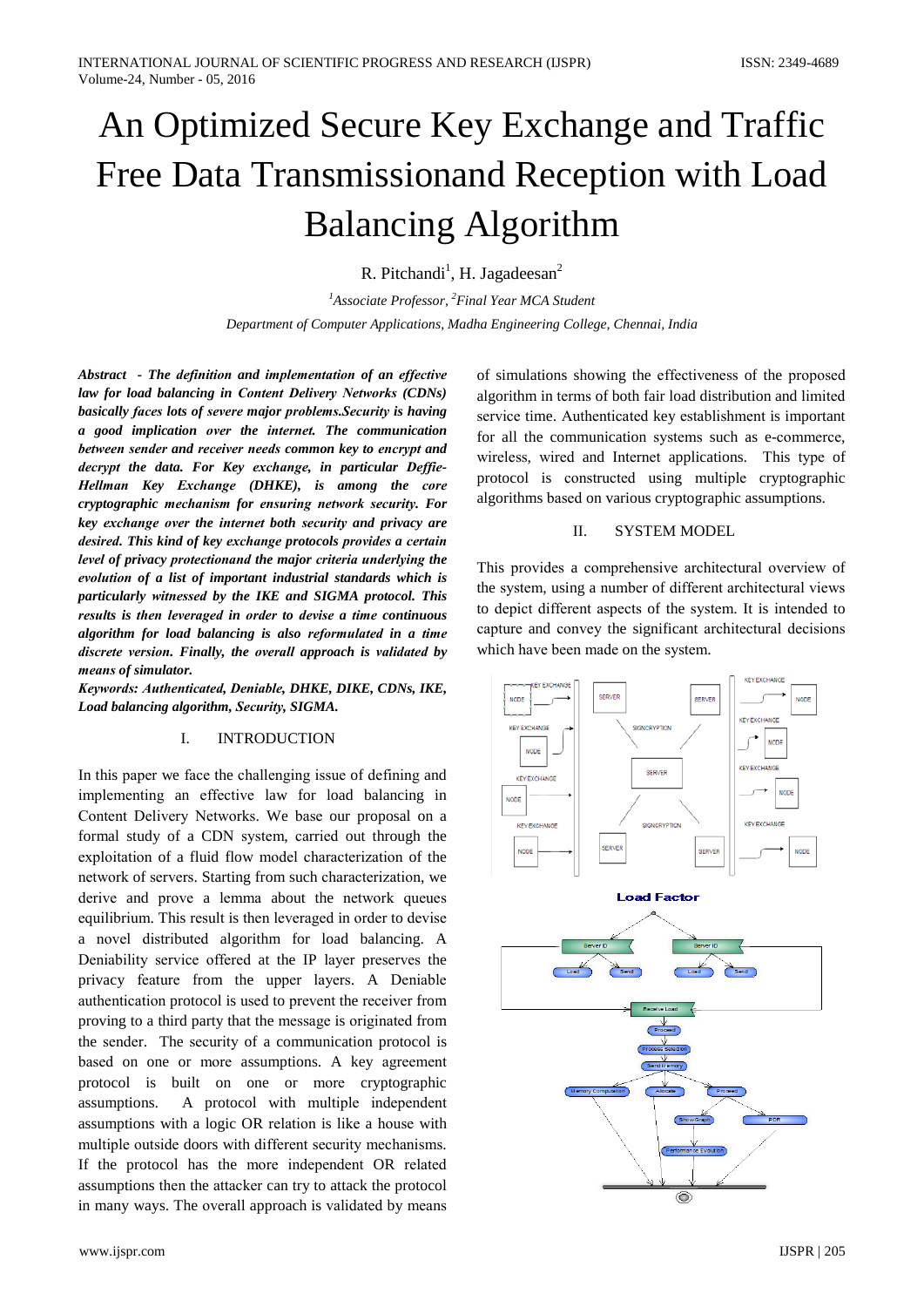# An Optimized Secure Key Exchange and Traffic Free Data Transmissionand Reception with Load Balancing Algorithm

R. Pitchandi[1], H. Jagadeesan[2]

[1]*Associate Professor*, [2]*Final Year MCA Student*

*Department of Computer Applications, Madha Engineering College, Chennai, India*

***Abstract - The definition and implementation of an effective law for load balancing in Content Delivery Networks (CDNs) basically faces lots of severe major problems.Security is having a good implication over the internet. The communication between sender and receiver needs common key to encrypt and decrypt the data. For Key exchange, in particular Deffie-Hellman Key Exchange (DHKE), is among the core cryptographic mechanism for ensuring network security. For key exchange over the internet both security and privacy are desired. This kind of key exchange protocols provides a certain level of privacy protectionand the major criteria underlying the evolution of a list of important industrial standards which is particularly witnessed by the IKE and SIGMA protocol. This results is then leveraged in order to devise a time continuous algorithm for load balancing is also reformulated in a time discrete version. Finally, the overall approach is validated by means of simulator.***

***Keywords: Authenticated, Deniable, DHKE, DIKE, CDNs, IKE, Load balancing algorithm, Security, SIGMA.***

## I. INTRODUCTION

In this paper we face the challenging issue of defining and implementing an effective law for load balancing in Content Delivery Networks. We base our proposal on a formal study of a CDN system, carried out through the exploitation of a fluid flow model characterization of the network of servers. Starting from such characterization, we derive and prove a lemma about the network queues equilibrium. This result is then leveraged in order to devise a novel distributed algorithm for load balancing. A Deniability service offered at the IP layer preserves the privacy feature from the upper layers. A Deniable authentication protocol is used to prevent the receiver from proving to a third party that the message is originated from the sender. The security of a communication protocol is based on one or more assumptions. A key agreement protocol is built on one or more cryptographic assumptions. A protocol with multiple independent assumptions with a logic OR relation is like a house with multiple outside doors with different security mechanisms. If the protocol has the more independent OR related assumptions then the attacker can try to attack the protocol in many ways. The overall approach is validated by means of simulations showing the effectiveness of the proposed algorithm in terms of both fair load distribution and limited service time. Authenticated key establishment is important for all the communication systems such as e-commerce, wireless, wired and Internet applications. This type of protocol is constructed using multiple cryptographic algorithms based on various cryptographic assumptions.

## II. SYSTEM MODEL

This provides a comprehensive architectural overview of the system, using a number of different architectural views to depict different aspects of the system. It is intended to capture and convey the significant architectural decisions which have been made on the system.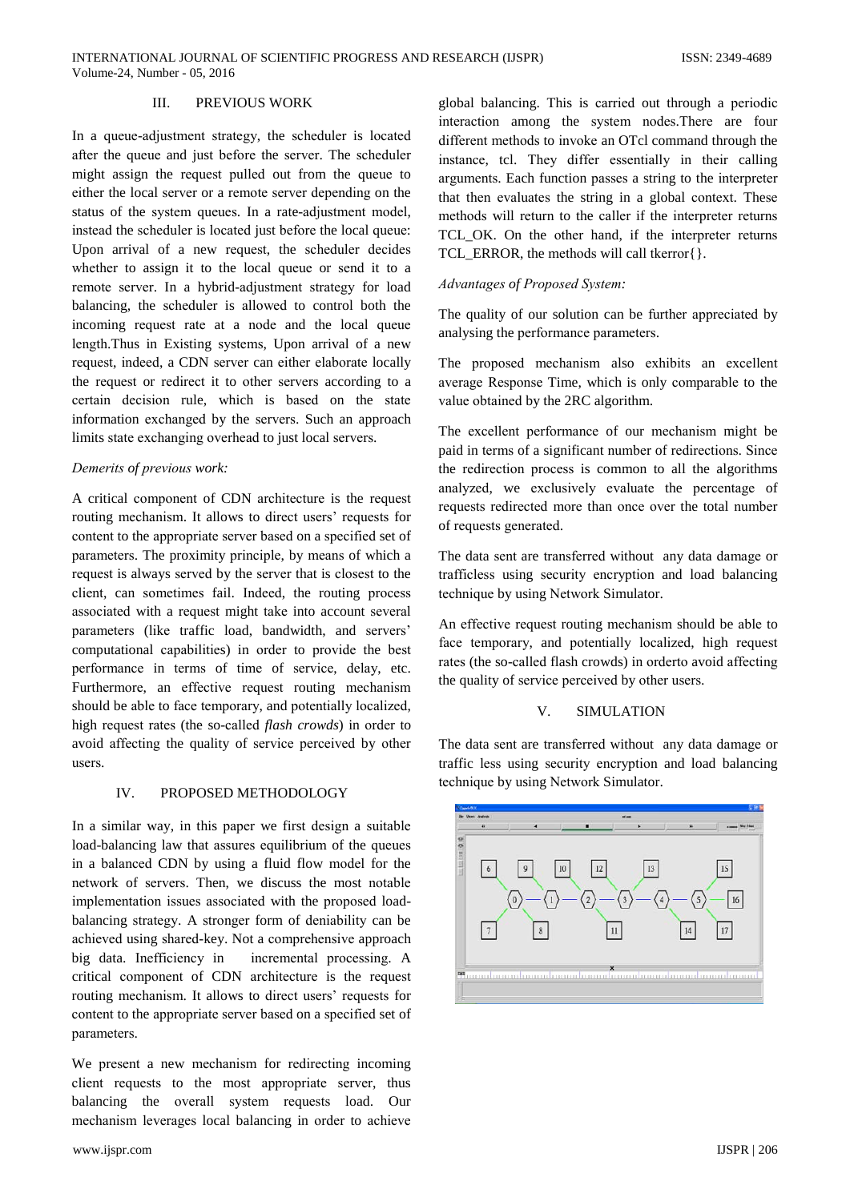## III. PREVIOUS WORK

In a queue-adjustment strategy, the scheduler is located after the queue and just before the server. The scheduler might assign the request pulled out from the queue to either the local server or a remote server depending on the status of the system queues. In a rate-adjustment model, instead the scheduler is located just before the local queue: Upon arrival of a new request, the scheduler decides whether to assign it to the local queue or send it to a remote server. In a hybrid-adjustment strategy for load balancing, the scheduler is allowed to control both the incoming request rate at a node and the local queue length.Thus in Existing systems, Upon arrival of a new request, indeed, a CDN server can either elaborate locally the request or redirect it to other servers according to a certain decision rule, which is based on the state information exchanged by the servers. Such an approach limits state exchanging overhead to just local servers.

*Demerits of previous work:*

A critical component of CDN architecture is the request routing mechanism. It allows to direct users' requests for content to the appropriate server based on a specified set of parameters. The proximity principle, by means of which a request is always served by the server that is closest to the client, can sometimes fail. Indeed, the routing process associated with a request might take into account several parameters (like traffic load, bandwidth, and servers' computational capabilities) in order to provide the best performance in terms of time of service, delay, etc. Furthermore, an effective request routing mechanism should be able to face temporary, and potentially localized, high request rates (the so-called *flash crowds*) in order to avoid affecting the quality of service perceived by other users.

## IV. PROPOSED METHODOLOGY

In a similar way, in this paper we first design a suitable load-balancing law that assures equilibrium of the queues in a balanced CDN by using a fluid flow model for the network of servers. Then, we discuss the most notable implementation issues associated with the proposed load-balancing strategy. A stronger form of deniability can be achieved using shared-key. Not a comprehensive approach big data. Inefficiency in incremental processing. A critical component of CDN architecture is the request routing mechanism. It allows to direct users' requests for content to the appropriate server based on a specified set of parameters.

We present a new mechanism for redirecting incoming client requests to the most appropriate server, thus balancing the overall system requests load. Our mechanism leverages local balancing in order to achieve global balancing. This is carried out through a periodic interaction among the system nodes.There are four different methods to invoke an OTcl command through the instance, tcl. They differ essentially in their calling arguments. Each function passes a string to the interpreter that then evaluates the string in a global context. These methods will return to the caller if the interpreter returns TCL_OK. On the other hand, if the interpreter returns TCL_ERROR, the methods will call tkerror{}.

*Advantages of Proposed System:*

The quality of our solution can be further appreciated by analysing the performance parameters.

The proposed mechanism also exhibits an excellent average Response Time, which is only comparable to the value obtained by the 2RC algorithm.

The excellent performance of our mechanism might be paid in terms of a significant number of redirections. Since the redirection process is common to all the algorithms analyzed, we exclusively evaluate the percentage of requests redirected more than once over the total number of requests generated.

The data sent are transferred without any data damage or trafficless using security encryption and load balancing technique by using Network Simulator.

An effective request routing mechanism should be able to face temporary, and potentially localized, high request rates (the so-called flash crowds) in orderto avoid affecting the quality of service perceived by other users.

## V. SIMULATION

The data sent are transferred without any data damage or traffic less using security encryption and load balancing technique by using Network Simulator.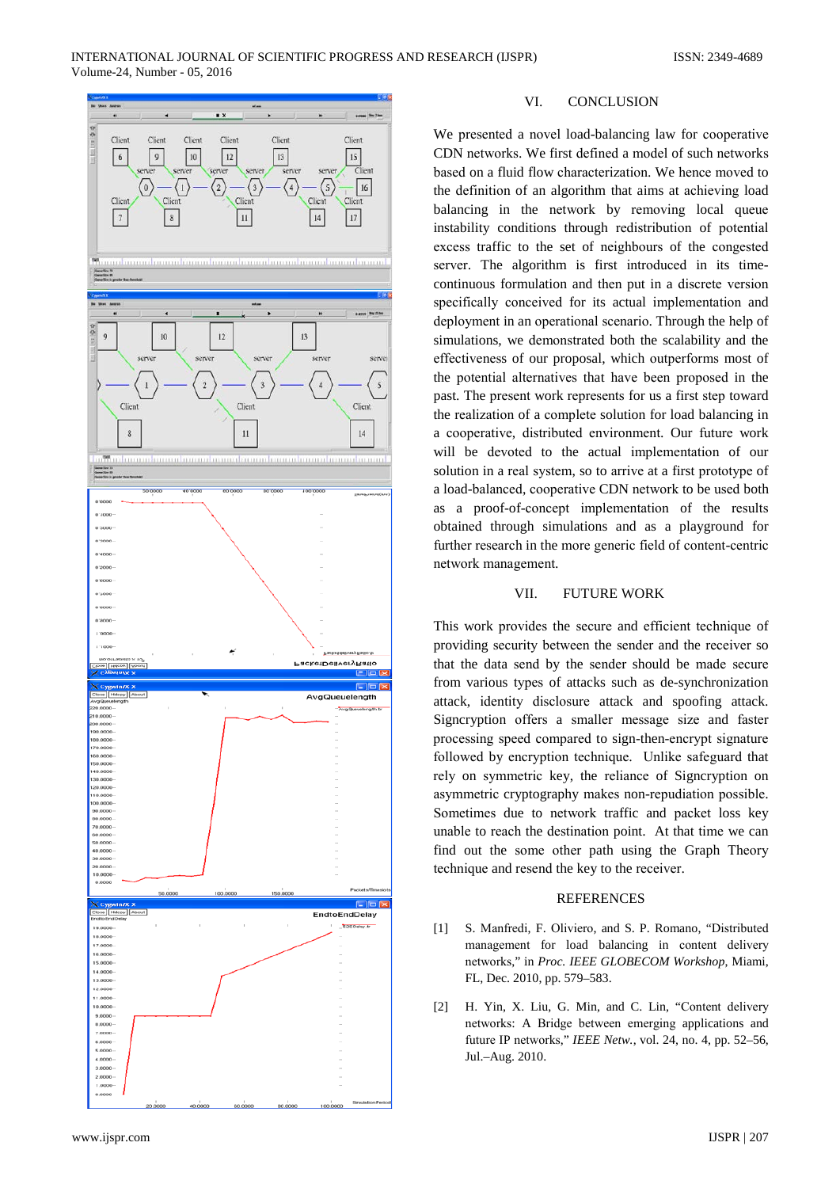## VI. CONCLUSION

We presented a novel load-balancing law for cooperative CDN networks. We first defined a model of such networks based on a fluid flow characterization. We hence moved to the definition of an algorithm that aims at achieving load balancing in the network by removing local queue instability conditions through redistribution of potential excess traffic to the set of neighbours of the congested server. The algorithm is first introduced in its time-continuous formulation and then put in a discrete version specifically conceived for its actual implementation and deployment in an operational scenario. Through the help of simulations, we demonstrated both the scalability and the effectiveness of our proposal, which outperforms most of the potential alternatives that have been proposed in the past. The present work represents for us a first step toward the realization of a complete solution for load balancing in a cooperative, distributed environment. Our future work will be devoted to the actual implementation of our solution in a real system, so to arrive at a first prototype of a load-balanced, cooperative CDN network to be used both as a proof-of-concept implementation of the results obtained through simulations and as a playground for further research in the more generic field of content-centric network management.

## VII. FUTURE WORK

This work provides the secure and efficient technique of providing security between the sender and the receiver so that the data send by the sender should be made secure from various types of attacks such as de-synchronization attack, identity disclosure attack and spoofing attack. Signcryption offers a smaller message size and faster processing speed compared to sign-then-encrypt signature followed by encryption technique. Unlike safeguard that rely on symmetric key, the reliance of Signcryption on asymmetric cryptography makes non-repudiation possible. Sometimes due to network traffic and packet loss key unable to reach the destination point. At that time we can find out the some other path using the Graph Theory technique and resend the key to the receiver.

## REFERENCES

[1] S. Manfredi, F. Oliviero, and S. P. Romano, “Distributed management for load balancing in content delivery networks,” in *Proc. IEEE GLOBECOM Workshop*, Miami, FL, Dec. 2010, pp. 579–583.

[2] H. Yin, X. Liu, G. Min, and C. Lin, “Content delivery networks: A Bridge between emerging applications and future IP networks,” *IEEE Netw.*, vol. 24, no. 4, pp. 52–56, Jul.–Aug. 2010.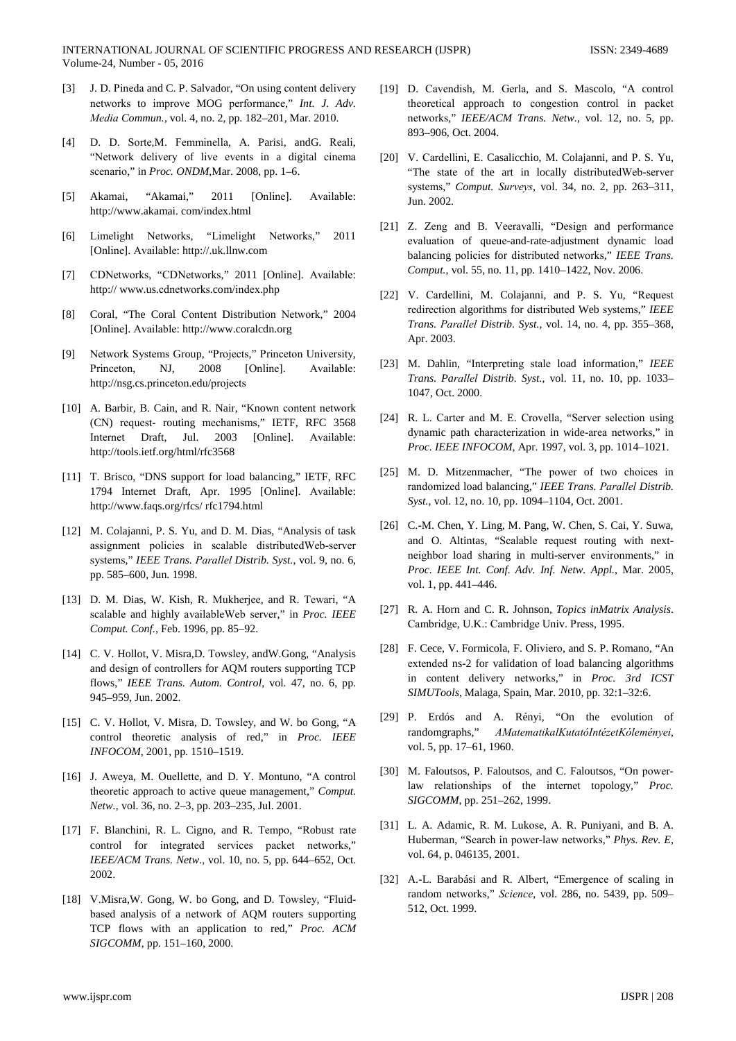[3] J. D. Pineda and C. P. Salvador, "On using content delivery networks to improve MOG performance," *Int. J. Adv. Media Commun.*, vol. 4, no. 2, pp. 182–201, Mar. 2010.

[4] D. D. Sorte,M. Femminella, A. Parisi, andG. Reali, "Network delivery of live events in a digital cinema scenario," in *Proc. ONDM*,Mar. 2008, pp. 1–6.

[5] Akamai, "Akamai," 2011 [Online]. Available: http://www.akamai. com/index.html

[6] Limelight Networks, "Limelight Networks," 2011 [Online]. Available: http://.uk.llnw.com

[7] CDNetworks, "CDNetworks," 2011 [Online]. Available: http:// www.us.cdnetworks.com/index.php

[8] Coral, "The Coral Content Distribution Network," 2004 [Online]. Available: http://www.coralcdn.org

[9] Network Systems Group, "Projects," Princeton University, Princeton, NJ, 2008 [Online]. Available: http://nsg.cs.princeton.edu/projects

[10] A. Barbir, B. Cain, and R. Nair, "Known content network (CN) request- routing mechanisms," IETF, RFC 3568 Internet Draft, Jul. 2003 [Online]. Available: http://tools.ietf.org/html/rfc3568

[11] T. Brisco, "DNS support for load balancing," IETF, RFC 1794 Internet Draft, Apr. 1995 [Online]. Available: http://www.faqs.org/rfcs/ rfc1794.html

[12] M. Colajanni, P. S. Yu, and D. M. Dias, "Analysis of task assignment policies in scalable distributedWeb-server systems," *IEEE Trans. Parallel Distrib. Syst.*, vol. 9, no. 6, pp. 585–600, Jun. 1998.

[13] D. M. Dias, W. Kish, R. Mukherjee, and R. Tewari, "A scalable and highly availableWeb server," in *Proc. IEEE Comput. Conf.*, Feb. 1996, pp. 85–92.

[14] C. V. Hollot, V. Misra,D. Towsley, andW.Gong, "Analysis and design of controllers for AQM routers supporting TCP flows," *IEEE Trans. Autom. Control*, vol. 47, no. 6, pp. 945–959, Jun. 2002.

[15] C. V. Hollot, V. Misra, D. Towsley, and W. bo Gong, "A control theoretic analysis of red," in *Proc. IEEE INFOCOM*, 2001, pp. 1510–1519.

[16] J. Aweya, M. Ouellette, and D. Y. Montuno, "A control theoretic approach to active queue management," *Comput. Netw.*, vol. 36, no. 2–3, pp. 203–235, Jul. 2001.

[17] F. Blanchini, R. L. Cigno, and R. Tempo, "Robust rate control for integrated services packet networks," *IEEE/ACM Trans. Netw.*, vol. 10, no. 5, pp. 644–652, Oct. 2002.

[18] V.Misra,W. Gong, W. bo Gong, and D. Towsley, "Fluid-based analysis of a network of AQM routers supporting TCP flows with an application to red," *Proc. ACM SIGCOMM*, pp. 151–160, 2000.

[19] D. Cavendish, M. Gerla, and S. Mascolo, "A control theoretical approach to congestion control in packet networks," *IEEE/ACM Trans. Netw.*, vol. 12, no. 5, pp. 893–906, Oct. 2004.

[20] V. Cardellini, E. Casalicchio, M. Colajanni, and P. S. Yu, "The state of the art in locally distributedWeb-server systems," *Comput. Surveys*, vol. 34, no. 2, pp. 263–311, Jun. 2002.

[21] Z. Zeng and B. Veeravalli, "Design and performance evaluation of queue-and-rate-adjustment dynamic load balancing policies for distributed networks," *IEEE Trans. Comput.*, vol. 55, no. 11, pp. 1410–1422, Nov. 2006.

[22] V. Cardellini, M. Colajanni, and P. S. Yu, "Request redirection algorithms for distributed Web systems," *IEEE Trans. Parallel Distrib. Syst.*, vol. 14, no. 4, pp. 355–368, Apr. 2003.

[23] M. Dahlin, "Interpreting stale load information," *IEEE Trans. Parallel Distrib. Syst.*, vol. 11, no. 10, pp. 1033–1047, Oct. 2000.

[24] R. L. Carter and M. E. Crovella, "Server selection using dynamic path characterization in wide-area networks," in *Proc. IEEE INFOCOM*, Apr. 1997, vol. 3, pp. 1014–1021.

[25] M. D. Mitzenmacher, "The power of two choices in randomized load balancing," *IEEE Trans. Parallel Distrib. Syst.*, vol. 12, no. 10, pp. 1094–1104, Oct. 2001.

[26] C.-M. Chen, Y. Ling, M. Pang, W. Chen, S. Cai, Y. Suwa, and O. Altintas, "Scalable request routing with next-neighbor load sharing in multi-server environments," in *Proc. IEEE Int. Conf. Adv. Inf. Netw. Appl.*, Mar. 2005, vol. 1, pp. 441–446.

[27] R. A. Horn and C. R. Johnson, *Topics inMatrix Analysis*. Cambridge, U.K.: Cambridge Univ. Press, 1995.

[28] F. Cece, V. Formicola, F. Oliviero, and S. P. Romano, "An extended ns-2 for validation of load balancing algorithms in content delivery networks," in *Proc. 3rd ICST SIMUTools*, Malaga, Spain, Mar. 2010, pp. 32:1–32:6.

[29] P. Erdós and A. Rényi, "On the evolution of randomgraphs," *AMatematikalKutatóIntézetKóleményei*, vol. 5, pp. 17–61, 1960.

[30] M. Faloutsos, P. Faloutsos, and C. Faloutsos, "On power-law relationships of the internet topology," *Proc. SIGCOMM*, pp. 251–262, 1999.

[31] L. A. Adamic, R. M. Lukose, A. R. Puniyani, and B. A. Huberman, "Search in power-law networks," *Phys. Rev. E*, vol. 64, p. 046135, 2001.

[32] A.-L. Barabási and R. Albert, "Emergence of scaling in random networks," *Science*, vol. 286, no. 5439, pp. 509–512, Oct. 1999.